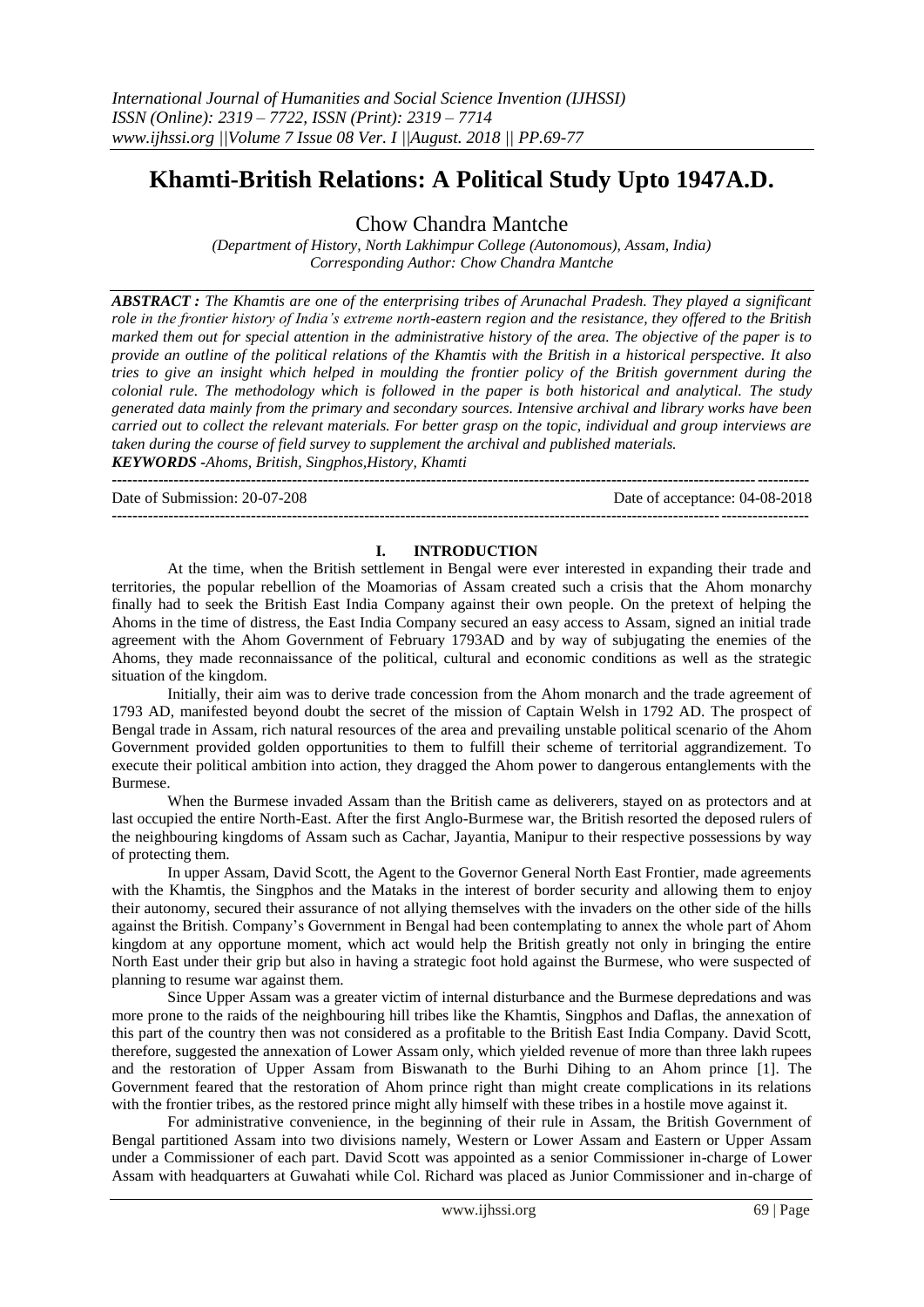# Khamti-British Relations: A Political Study Upto 1947A.D.

Chow Chandra Mantche

*(Department of History, North Lakhimpur College (Autonomous), Assam, India)*
*Corresponding Author: Chow Chandra Mantche*

***ABSTRACT :** The Khamtis are one of the enterprising tribes of Arunachal Pradesh. They played a significant role in the frontier history of India's extreme north-eastern region and the resistance, they offered to the British marked them out for special attention in the administrative history of the area. The objective of the paper is to provide an outline of the political relations of the Khamtis with the British in a historical perspective. It also tries to give an insight which helped in moulding the frontier policy of the British government during the colonial rule. The methodology which is followed in the paper is both historical and analytical. The study generated data mainly from the primary and secondary sources. Intensive archival and library works have been carried out to collect the relevant materials. For better grasp on the topic, individual and group interviews are taken during the course of field survey to supplement the archival and published materials.*

***KEYWORDS -**Ahoms, British, Singphos,History, Khamti*

---

Date of Submission: 20-07-208 | Date of acceptance: 04-08-2018

---

## I. INTRODUCTION

At the time, when the British settlement in Bengal were ever interested in expanding their trade and territories, the popular rebellion of the Moamorias of Assam created such a crisis that the Ahom monarchy finally had to seek the British East India Company against their own people. On the pretext of helping the Ahoms in the time of distress, the East India Company secured an easy access to Assam, signed an initial trade agreement with the Ahom Government of February 1793AD and by way of subjugating the enemies of the Ahoms, they made reconnaissance of the political, cultural and economic conditions as well as the strategic situation of the kingdom.

Initially, their aim was to derive trade concession from the Ahom monarch and the trade agreement of 1793 AD, manifested beyond doubt the secret of the mission of Captain Welsh in 1792 AD. The prospect of Bengal trade in Assam, rich natural resources of the area and prevailing unstable political scenario of the Ahom Government provided golden opportunities to them to fulfill their scheme of territorial aggrandizement. To execute their political ambition into action, they dragged the Ahom power to dangerous entanglements with the Burmese.

When the Burmese invaded Assam than the British came as deliverers, stayed on as protectors and at last occupied the entire North-East. After the first Anglo-Burmese war, the British resorted the deposed rulers of the neighbouring kingdoms of Assam such as Cachar, Jayantia, Manipur to their respective possessions by way of protecting them.

In upper Assam, David Scott, the Agent to the Governor General North East Frontier, made agreements with the Khamtis, the Singphos and the Mataks in the interest of border security and allowing them to enjoy their autonomy, secured their assurance of not allying themselves with the invaders on the other side of the hills against the British. Company's Government in Bengal had been contemplating to annex the whole part of Ahom kingdom at any opportune moment, which act would help the British greatly not only in bringing the entire North East under their grip but also in having a strategic foot hold against the Burmese, who were suspected of planning to resume war against them.

Since Upper Assam was a greater victim of internal disturbance and the Burmese depredations and was more prone to the raids of the neighbouring hill tribes like the Khamtis, Singphos and Daflas, the annexation of this part of the country then was not considered as a profitable to the British East India Company. David Scott, therefore, suggested the annexation of Lower Assam only, which yielded revenue of more than three lakh rupees and the restoration of Upper Assam from Biswanath to the Burhi Dihing to an Ahom prince [1]. The Government feared that the restoration of Ahom prince right than might create complications in its relations with the frontier tribes, as the restored prince might ally himself with these tribes in a hostile move against it.

For administrative convenience, in the beginning of their rule in Assam, the British Government of Bengal partitioned Assam into two divisions namely, Western or Lower Assam and Eastern or Upper Assam under a Commissioner of each part. David Scott was appointed as a senior Commissioner in-charge of Lower Assam with headquarters at Guwahati while Col. Richard was placed as Junior Commissioner and in-charge of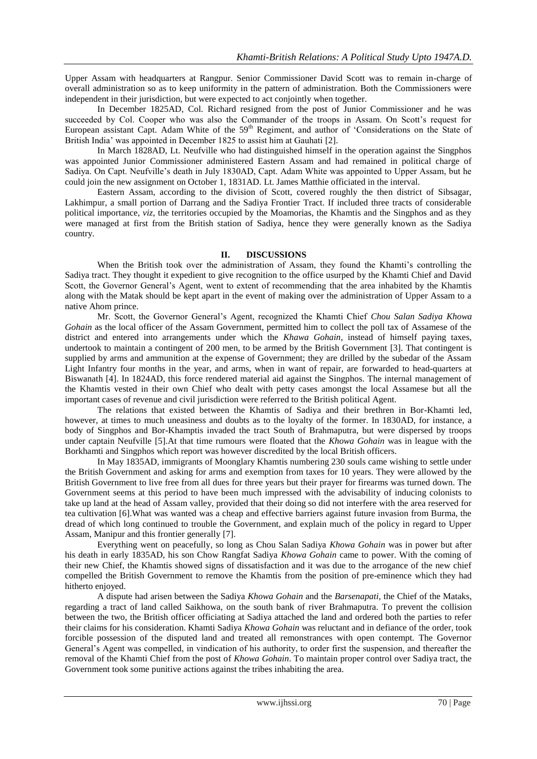Upper Assam with headquarters at Rangpur. Senior Commissioner David Scott was to remain in-charge of overall administration so as to keep uniformity in the pattern of administration. Both the Commissioners were independent in their jurisdiction, but were expected to act conjointly when together.

In December 1825AD, Col. Richard resigned from the post of Junior Commissioner and he was succeeded by Col. Cooper who was also the Commander of the troops in Assam. On Scott's request for European assistant Capt. Adam White of the 59th Regiment, and author of 'Considerations on the State of British India' was appointed in December 1825 to assist him at Gauhati [2].

In March 1828AD, Lt. Neufville who had distinguished himself in the operation against the Singphos was appointed Junior Commissioner administered Eastern Assam and had remained in political charge of Sadiya. On Capt. Neufville's death in July 1830AD, Capt. Adam White was appointed to Upper Assam, but he could join the new assignment on October 1, 1831AD. Lt. James Matthie officiated in the interval.

Eastern Assam, according to the division of Scott, covered roughly the then district of Sibsagar, Lakhimpur, a small portion of Darrang and the Sadiya Frontier Tract. If included three tracts of considerable political importance, *viz*, the territories occupied by the Moamorias, the Khamtis and the Singphos and as they were managed at first from the British station of Sadiya, hence they were generally known as the Sadiya country.

## II. DISCUSSIONS

When the British took over the administration of Assam, they found the Khamti's controlling the Sadiya tract. They thought it expedient to give recognition to the office usurped by the Khamti Chief and David Scott, the Governor General's Agent, went to extent of recommending that the area inhabited by the Khamtis along with the Matak should be kept apart in the event of making over the administration of Upper Assam to a native Ahom prince.

Mr. Scott, the Governor General's Agent, recognized the Khamti Chief *Chou Salan Sadiya Khowa Gohain* as the local officer of the Assam Government, permitted him to collect the poll tax of Assamese of the district and entered into arrangements under which the *Khawa Gohain*, instead of himself paying taxes, undertook to maintain a contingent of 200 men, to be armed by the British Government [3]. That contingent is supplied by arms and ammunition at the expense of Government; they are drilled by the subedar of the Assam Light Infantry four months in the year, and arms, when in want of repair, are forwarded to head-quarters at Biswanath [4]. In 1824AD, this force rendered material aid against the Singphos. The internal management of the Khamtis vested in their own Chief who dealt with petty cases amongst the local Assamese but all the important cases of revenue and civil jurisdiction were referred to the British political Agent.

The relations that existed between the Khamtis of Sadiya and their brethren in Bor-Khamti led, however, at times to much uneasiness and doubts as to the loyalty of the former. In 1830AD, for instance, a body of Singphos and Bor-Khamptis invaded the tract South of Brahmaputra, but were dispersed by troops under captain Neufville [5].At that time rumours were floated that the *Khowa Gohain* was in league with the Borkhamti and Singphos which report was however discredited by the local British officers.

In May 1835AD, immigrants of Moonglary Khamtis numbering 230 souls came wishing to settle under the British Government and asking for arms and exemption from taxes for 10 years. They were allowed by the British Government to live free from all dues for three years but their prayer for firearms was turned down. The Government seems at this period to have been much impressed with the advisability of inducing colonists to take up land at the head of Assam valley, provided that their doing so did not interfere with the area reserved for tea cultivation [6].What was wanted was a cheap and effective barriers against future invasion from Burma, the dread of which long continued to trouble the Government, and explain much of the policy in regard to Upper Assam, Manipur and this frontier generally [7].

Everything went on peacefully, so long as Chou Salan Sadiya *Khowa Gohain* was in power but after his death in early 1835AD, his son Chow Rangfat Sadiya *Khowa Gohain* came to power. With the coming of their new Chief, the Khamtis showed signs of dissatisfaction and it was due to the arrogance of the new chief compelled the British Government to remove the Khamtis from the position of pre-eminence which they had hitherto enjoyed.

A dispute had arisen between the Sadiya *Khowa Gohain* and the *Barsenapati*, the Chief of the Mataks, regarding a tract of land called Saikhowa, on the south bank of river Brahmaputra. To prevent the collision between the two, the British officer officiating at Sadiya attached the land and ordered both the parties to refer their claims for his consideration. Khamti Sadiya *Khowa Gohain* was reluctant and in defiance of the order, took forcible possession of the disputed land and treated all remonstrances with open contempt. The Governor General's Agent was compelled, in vindication of his authority, to order first the suspension, and thereafter the removal of the Khamti Chief from the post of *Khowa Gohain*. To maintain proper control over Sadiya tract, the Government took some punitive actions against the tribes inhabiting the area.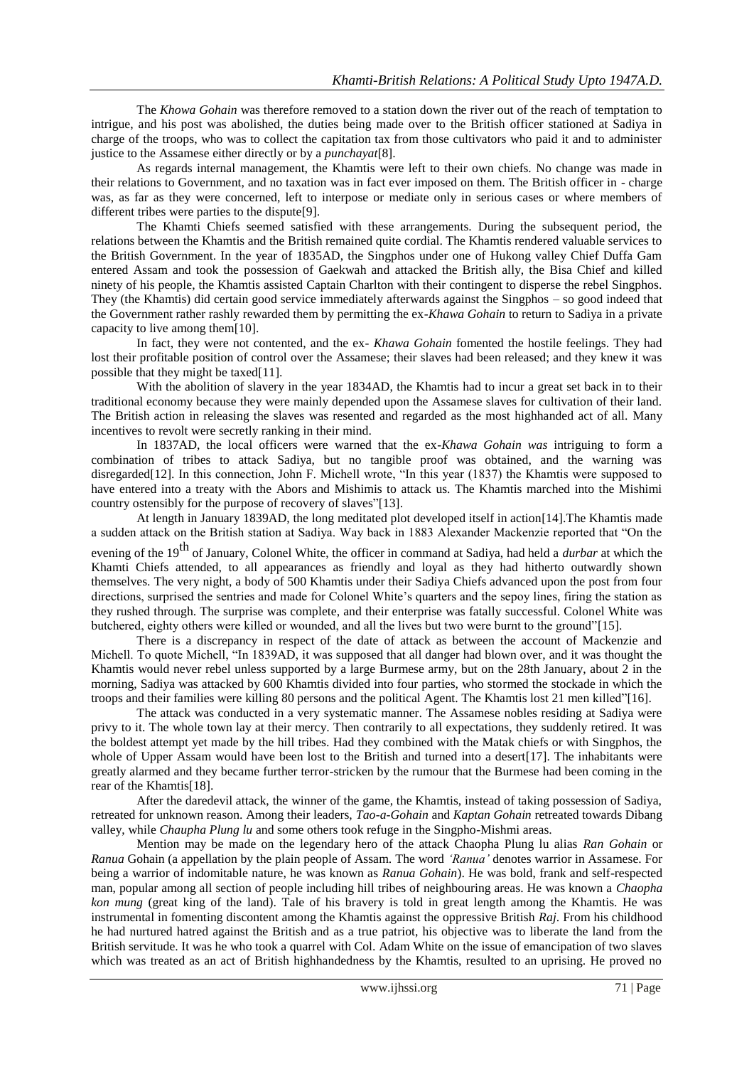The *Khowa Gohain* was therefore removed to a station down the river out of the reach of temptation to intrigue, and his post was abolished, the duties being made over to the British officer stationed at Sadiya in charge of the troops, who was to collect the capitation tax from those cultivators who paid it and to administer justice to the Assamese either directly or by a *punchayat*[8].

As regards internal management, the Khamtis were left to their own chiefs. No change was made in their relations to Government, and no taxation was in fact ever imposed on them. The British officer in - charge was, as far as they were concerned, left to interpose or mediate only in serious cases or where members of different tribes were parties to the dispute[9].

The Khamti Chiefs seemed satisfied with these arrangements. During the subsequent period, the relations between the Khamtis and the British remained quite cordial. The Khamtis rendered valuable services to the British Government. In the year of 1835AD, the Singphos under one of Hukong valley Chief Duffa Gam entered Assam and took the possession of Gaekwah and attacked the British ally, the Bisa Chief and killed ninety of his people, the Khamtis assisted Captain Charlton with their contingent to disperse the rebel Singphos. They (the Khamtis) did certain good service immediately afterwards against the Singphos – so good indeed that the Government rather rashly rewarded them by permitting the ex-*Khawa Gohain* to return to Sadiya in a private capacity to live among them[10].

In fact, they were not contented, and the ex- *Khawa Gohain* fomented the hostile feelings. They had lost their profitable position of control over the Assamese; their slaves had been released; and they knew it was possible that they might be taxed[11].

With the abolition of slavery in the year 1834AD, the Khamtis had to incur a great set back in to their traditional economy because they were mainly depended upon the Assamese slaves for cultivation of their land. The British action in releasing the slaves was resented and regarded as the most highhanded act of all. Many incentives to revolt were secretly ranking in their mind.

In 1837AD, the local officers were warned that the ex-*Khawa Gohain was* intriguing to form a combination of tribes to attack Sadiya, but no tangible proof was obtained, and the warning was disregarded[12]. In this connection, John F. Michell wrote, "In this year (1837) the Khamtis were supposed to have entered into a treaty with the Abors and Mishimis to attack us. The Khamtis marched into the Mishimi country ostensibly for the purpose of recovery of slaves"[13].

At length in January 1839AD, the long meditated plot developed itself in action[14].The Khamtis made a sudden attack on the British station at Sadiya. Way back in 1883 Alexander Mackenzie reported that "On the evening of the 19th of January, Colonel White, the officer in command at Sadiya, had held a *durbar* at which the Khamti Chiefs attended, to all appearances as friendly and loyal as they had hitherto outwardly shown themselves. The very night, a body of 500 Khamtis under their Sadiya Chiefs advanced upon the post from four directions, surprised the sentries and made for Colonel White's quarters and the sepoy lines, firing the station as they rushed through. The surprise was complete, and their enterprise was fatally successful. Colonel White was butchered, eighty others were killed or wounded, and all the lives but two were burnt to the ground"[15].

There is a discrepancy in respect of the date of attack as between the account of Mackenzie and Michell. To quote Michell, "In 1839AD, it was supposed that all danger had blown over, and it was thought the Khamtis would never rebel unless supported by a large Burmese army, but on the 28th January, about 2 in the morning, Sadiya was attacked by 600 Khamtis divided into four parties, who stormed the stockade in which the troops and their families were killing 80 persons and the political Agent. The Khamtis lost 21 men killed"[16].

The attack was conducted in a very systematic manner. The Assamese nobles residing at Sadiya were privy to it. The whole town lay at their mercy. Then contrarily to all expectations, they suddenly retired. It was the boldest attempt yet made by the hill tribes. Had they combined with the Matak chiefs or with Singphos, the whole of Upper Assam would have been lost to the British and turned into a desert[17]. The inhabitants were greatly alarmed and they became further terror-stricken by the rumour that the Burmese had been coming in the rear of the Khamtis[18].

After the daredevil attack, the winner of the game, the Khamtis, instead of taking possession of Sadiya, retreated for unknown reason. Among their leaders, *Tao-a-Gohain* and *Kaptan Gohain* retreated towards Dibang valley, while *Chaupha Plung lu* and some others took refuge in the Singpho-Mishmi areas.

Mention may be made on the legendary hero of the attack Chaopha Plung lu alias *Ran Gohain* or *Ranua* Gohain (a appellation by the plain people of Assam. The word *'Ranua'* denotes warrior in Assamese. For being a warrior of indomitable nature, he was known as *Ranua Gohain*). He was bold, frank and self-respected man, popular among all section of people including hill tribes of neighbouring areas. He was known a *Chaopha kon mung* (great king of the land). Tale of his bravery is told in great length among the Khamtis. He was instrumental in fomenting discontent among the Khamtis against the oppressive British *Raj*. From his childhood he had nurtured hatred against the British and as a true patriot, his objective was to liberate the land from the British servitude. It was he who took a quarrel with Col. Adam White on the issue of emancipation of two slaves which was treated as an act of British highhandedness by the Khamtis, resulted to an uprising. He proved no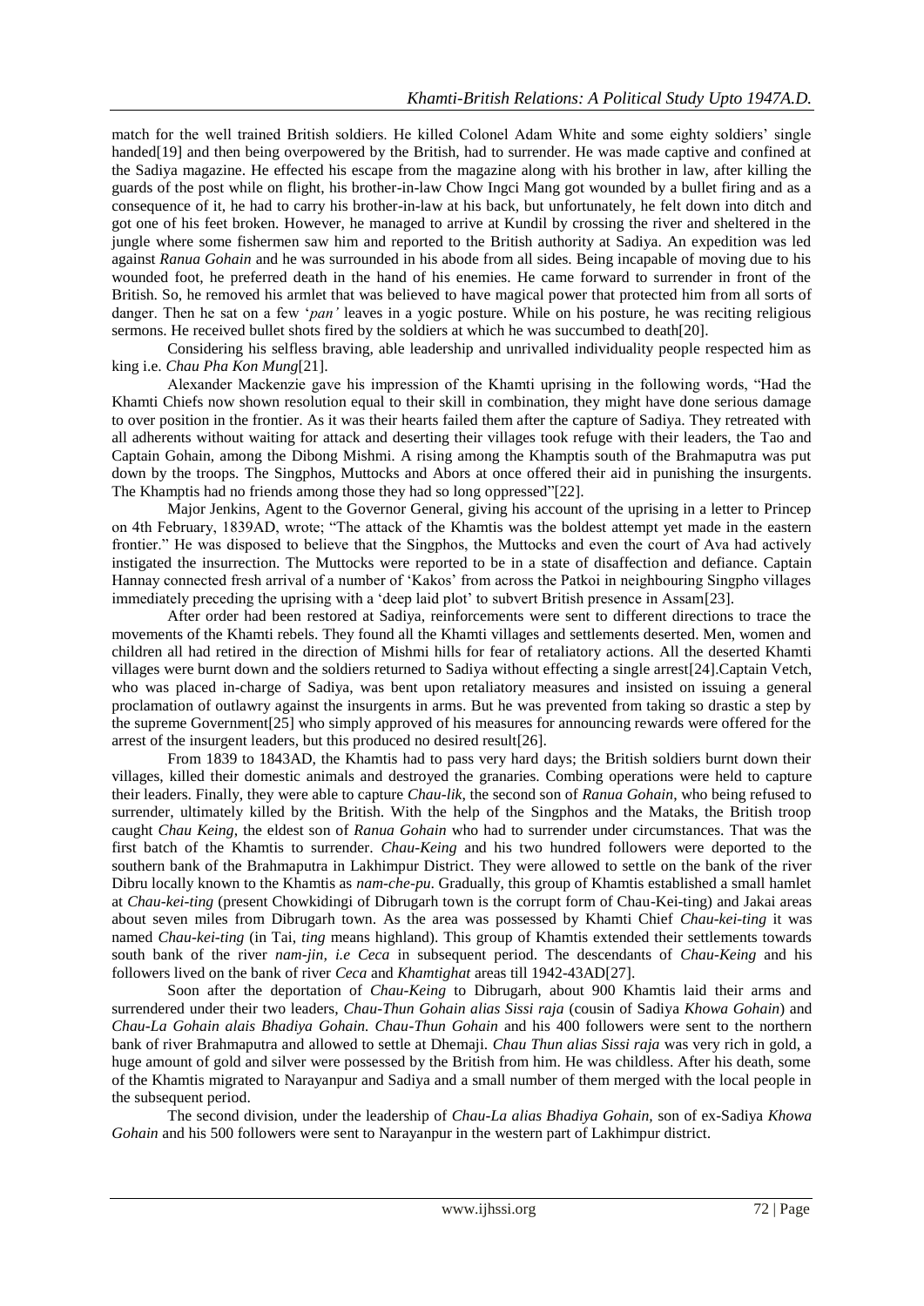match for the well trained British soldiers. He killed Colonel Adam White and some eighty soldiers' single handed[19] and then being overpowered by the British, had to surrender. He was made captive and confined at the Sadiya magazine. He effected his escape from the magazine along with his brother in law, after killing the guards of the post while on flight, his brother-in-law Chow Ingci Mang got wounded by a bullet firing and as a consequence of it, he had to carry his brother-in-law at his back, but unfortunately, he felt down into ditch and got one of his feet broken. However, he managed to arrive at Kundil by crossing the river and sheltered in the jungle where some fishermen saw him and reported to the British authority at Sadiya. An expedition was led against *Ranua Gohain* and he was surrounded in his abode from all sides. Being incapable of moving due to his wounded foot, he preferred death in the hand of his enemies. He came forward to surrender in front of the British. So, he removed his armlet that was believed to have magical power that protected him from all sorts of danger. Then he sat on a few '*pan'* leaves in a yogic posture. While on his posture, he was reciting religious sermons. He received bullet shots fired by the soldiers at which he was succumbed to death[20].

Considering his selfless braving, able leadership and unrivalled individuality people respected him as king i.e. *Chau Pha Kon Mung*[21].

Alexander Mackenzie gave his impression of the Khamti uprising in the following words, "Had the Khamti Chiefs now shown resolution equal to their skill in combination, they might have done serious damage to over position in the frontier. As it was their hearts failed them after the capture of Sadiya. They retreated with all adherents without waiting for attack and deserting their villages took refuge with their leaders, the Tao and Captain Gohain, among the Dibong Mishmi. A rising among the Khamptis south of the Brahmaputra was put down by the troops. The Singphos, Muttocks and Abors at once offered their aid in punishing the insurgents. The Khamptis had no friends among those they had so long oppressed"[22].

Major Jenkins, Agent to the Governor General, giving his account of the uprising in a letter to Princep on 4th February, 1839AD, wrote; "The attack of the Khamtis was the boldest attempt yet made in the eastern frontier." He was disposed to believe that the Singphos, the Muttocks and even the court of Ava had actively instigated the insurrection. The Muttocks were reported to be in a state of disaffection and defiance. Captain Hannay connected fresh arrival of a number of 'Kakos' from across the Patkoi in neighbouring Singpho villages immediately preceding the uprising with a 'deep laid plot' to subvert British presence in Assam[23].

After order had been restored at Sadiya, reinforcements were sent to different directions to trace the movements of the Khamti rebels. They found all the Khamti villages and settlements deserted. Men, women and children all had retired in the direction of Mishmi hills for fear of retaliatory actions. All the deserted Khamti villages were burnt down and the soldiers returned to Sadiya without effecting a single arrest[24].Captain Vetch, who was placed in-charge of Sadiya, was bent upon retaliatory measures and insisted on issuing a general proclamation of outlawry against the insurgents in arms. But he was prevented from taking so drastic a step by the supreme Government[25] who simply approved of his measures for announcing rewards were offered for the arrest of the insurgent leaders, but this produced no desired result[26].

From 1839 to 1843AD, the Khamtis had to pass very hard days; the British soldiers burnt down their villages, killed their domestic animals and destroyed the granaries. Combing operations were held to capture their leaders. Finally, they were able to capture *Chau-lik*, the second son of *Ranua Gohain*, who being refused to surrender, ultimately killed by the British. With the help of the Singphos and the Mataks, the British troop caught *Chau Keing*, the eldest son of *Ranua Gohain* who had to surrender under circumstances. That was the first batch of the Khamtis to surrender. *Chau-Keing* and his two hundred followers were deported to the southern bank of the Brahmaputra in Lakhimpur District. They were allowed to settle on the bank of the river Dibru locally known to the Khamtis as *nam-che-pu*. Gradually, this group of Khamtis established a small hamlet at *Chau-kei-ting* (present Chowkidingi of Dibrugarh town is the corrupt form of Chau-Kei-ting) and Jakai areas about seven miles from Dibrugarh town. As the area was possessed by Khamti Chief *Chau-kei-ting* it was named *Chau-kei-ting* (in Tai, *ting* means highland). This group of Khamtis extended their settlements towards south bank of the river *nam-jin, i.e Ceca* in subsequent period. The descendants of *Chau-Keing* and his followers lived on the bank of river *Ceca* and *Khamtighat* areas till 1942-43AD[27].

Soon after the deportation of *Chau-Keing* to Dibrugarh, about 900 Khamtis laid their arms and surrendered under their two leaders, *Chau-Thun Gohain alias Sissi raja* (cousin of Sadiya *Khowa Gohain*) and *Chau-La Gohain alais Bhadiya Gohain. Chau-Thun Gohain* and his 400 followers were sent to the northern bank of river Brahmaputra and allowed to settle at Dhemaji. *Chau Thun alias Sissi raja* was very rich in gold, a huge amount of gold and silver were possessed by the British from him. He was childless. After his death, some of the Khamtis migrated to Narayanpur and Sadiya and a small number of them merged with the local people in the subsequent period.

The second division, under the leadership of *Chau-La alias Bhadiya Gohain*, son of ex-Sadiya *Khowa Gohain* and his 500 followers were sent to Narayanpur in the western part of Lakhimpur district.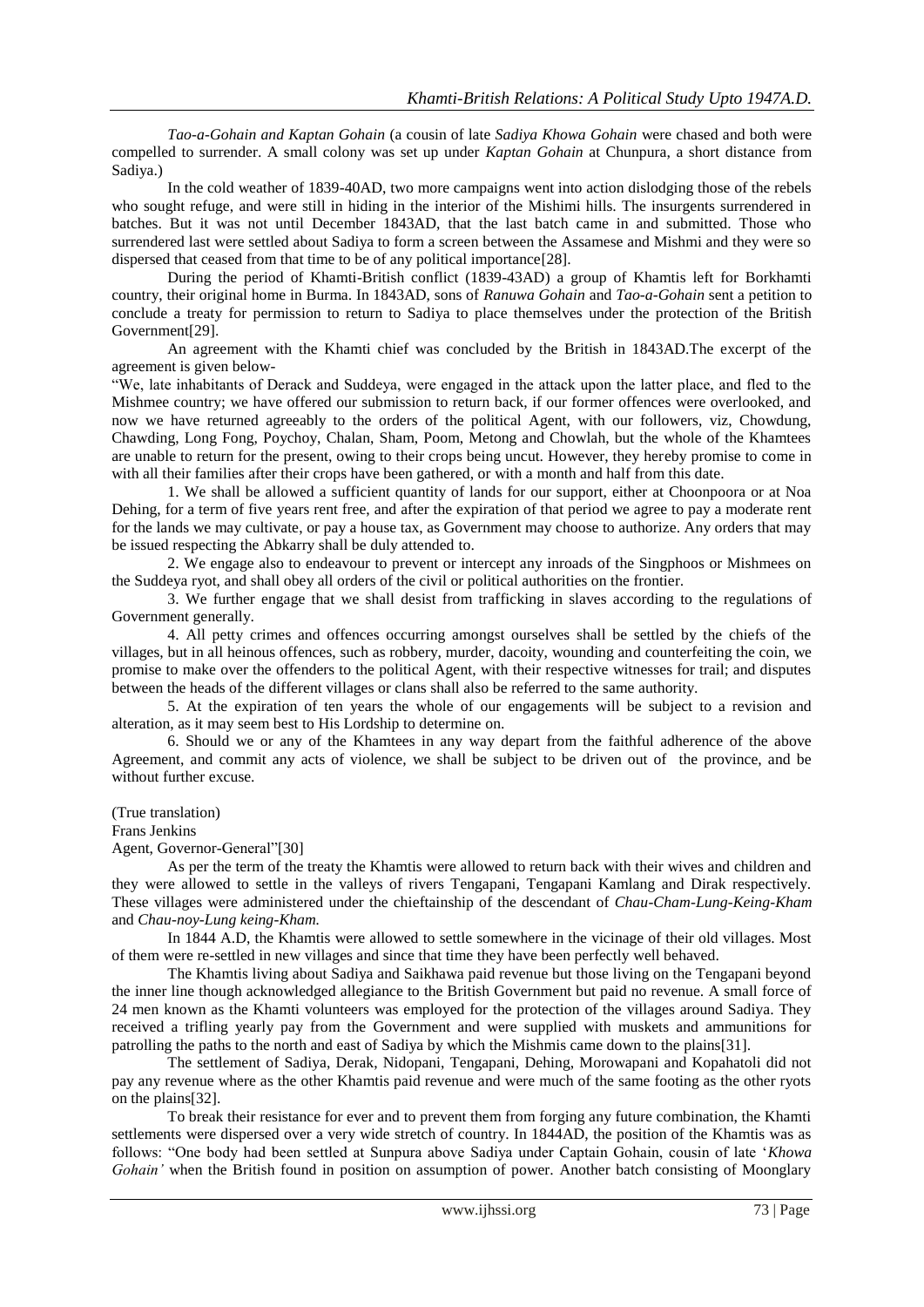*Tao-a-Gohain and Kaptan Gohain* (a cousin of late *Sadiya Khowa Gohain* were chased and both were compelled to surrender. A small colony was set up under *Kaptan Gohain* at Chunpura, a short distance from Sadiya.)

In the cold weather of 1839-40AD, two more campaigns went into action dislodging those of the rebels who sought refuge, and were still in hiding in the interior of the Mishimi hills. The insurgents surrendered in batches. But it was not until December 1843AD, that the last batch came in and submitted. Those who surrendered last were settled about Sadiya to form a screen between the Assamese and Mishmi and they were so dispersed that ceased from that time to be of any political importance[28].

During the period of Khamti-British conflict (1839-43AD) a group of Khamtis left for Borkhamti country, their original home in Burma. In 1843AD, sons of *Ranuwa Gohain* and *Tao-a-Gohain* sent a petition to conclude a treaty for permission to return to Sadiya to place themselves under the protection of the British Government[29].

An agreement with the Khamti chief was concluded by the British in 1843AD.The excerpt of the agreement is given below-

"We, late inhabitants of Derack and Suddeya, were engaged in the attack upon the latter place, and fled to the Mishmee country; we have offered our submission to return back, if our former offences were overlooked, and now we have returned agreeably to the orders of the political Agent, with our followers, viz, Chowdung, Chawding, Long Fong, Poychoy, Chalan, Sham, Poom, Metong and Chowlah, but the whole of the Khamtees are unable to return for the present, owing to their crops being uncut. However, they hereby promise to come in with all their families after their crops have been gathered, or with a month and half from this date.

1. We shall be allowed a sufficient quantity of lands for our support, either at Choonpoora or at Noa Dehing, for a term of five years rent free, and after the expiration of that period we agree to pay a moderate rent for the lands we may cultivate, or pay a house tax, as Government may choose to authorize. Any orders that may be issued respecting the Abkarry shall be duly attended to.

2. We engage also to endeavour to prevent or intercept any inroads of the Singphoos or Mishmees on the Suddeya ryot, and shall obey all orders of the civil or political authorities on the frontier.

3. We further engage that we shall desist from trafficking in slaves according to the regulations of Government generally.

4. All petty crimes and offences occurring amongst ourselves shall be settled by the chiefs of the villages, but in all heinous offences, such as robbery, murder, dacoity, wounding and counterfeiting the coin, we promise to make over the offenders to the political Agent, with their respective witnesses for trail; and disputes between the heads of the different villages or clans shall also be referred to the same authority.

5. At the expiration of ten years the whole of our engagements will be subject to a revision and alteration, as it may seem best to His Lordship to determine on.

6. Should we or any of the Khamtees in any way depart from the faithful adherence of the above Agreement, and commit any acts of violence, we shall be subject to be driven out of the province, and be without further excuse.

(True translation)
Frans Jenkins
Agent, Governor-General"[30]

As per the term of the treaty the Khamtis were allowed to return back with their wives and children and they were allowed to settle in the valleys of rivers Tengapani, Tengapani Kamlang and Dirak respectively. These villages were administered under the chieftainship of the descendant of *Chau-Cham-Lung-Keing-Kham* and *Chau-noy-Lung keing-Kham.*

In 1844 A.D, the Khamtis were allowed to settle somewhere in the vicinage of their old villages. Most of them were re-settled in new villages and since that time they have been perfectly well behaved.

The Khamtis living about Sadiya and Saikhawa paid revenue but those living on the Tengapani beyond the inner line though acknowledged allegiance to the British Government but paid no revenue. A small force of 24 men known as the Khamti volunteers was employed for the protection of the villages around Sadiya. They received a trifling yearly pay from the Government and were supplied with muskets and ammunitions for patrolling the paths to the north and east of Sadiya by which the Mishmis came down to the plains[31].

The settlement of Sadiya, Derak, Nidopani, Tengapani, Dehing, Morowapani and Kopahatoli did not pay any revenue where as the other Khamtis paid revenue and were much of the same footing as the other ryots on the plains[32].

To break their resistance for ever and to prevent them from forging any future combination, the Khamti settlements were dispersed over a very wide stretch of country. In 1844AD, the position of the Khamtis was as follows: "One body had been settled at Sunpura above Sadiya under Captain Gohain, cousin of late '*Khowa Gohain'* when the British found in position on assumption of power. Another batch consisting of Moonglary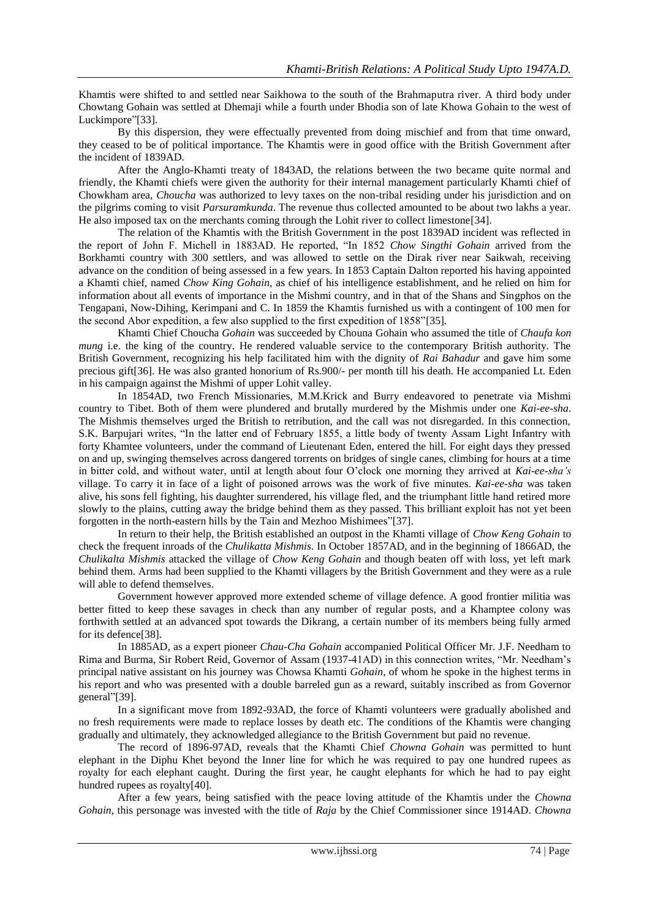Khamtis were shifted to and settled near Saikhowa to the south of the Brahmaputra river. A third body under Chowtang Gohain was settled at Dhemaji while a fourth under Bhodia son of late Khowa Gohain to the west of Luckimpore"[33].

By this dispersion, they were effectually prevented from doing mischief and from that time onward, they ceased to be of political importance. The Khamtis were in good office with the British Government after the incident of 1839AD.

After the Anglo-Khamti treaty of 1843AD, the relations between the two became quite normal and friendly, the Khamti chiefs were given the authority for their internal management particularly Khamti chief of Chowkham area, *Choucha* was authorized to levy taxes on the non-tribal residing under his jurisdiction and on the pilgrims coming to visit *Parsuramkunda*. The revenue thus collected amounted to be about two lakhs a year. He also imposed tax on the merchants coming through the Lohit river to collect limestone[34].

The relation of the Khamtis with the British Government in the post 1839AD incident was reflected in the report of John F. Michell in 1883AD. He reported, "In 1852 *Chow Singthi Gohain* arrived from the Borkhamti country with 300 settlers, and was allowed to settle on the Dirak river near Saikwah, receiving advance on the condition of being assessed in a few years. In 1853 Captain Dalton reported his having appointed a Khamti chief, named *Chow King Gohain*, as chief of his intelligence establishment, and he relied on him for information about all events of importance in the Mishmi country, and in that of the Shans and Singphos on the Tengapani, Now-Dihing, Kerimpani and C. In 1859 the Khamtis furnished us with a contingent of 100 men for the second Abor expedition, a few also supplied to the first expedition of 1858"[35].

Khamti Chief Choucha *Gohain* was succeeded by Chouna Gohain who assumed the title of *Chaufa kon mung* i.e. the king of the country. He rendered valuable service to the contemporary British authority. The British Government, recognizing his help facilitated him with the dignity of *Rai Bahadur* and gave him some precious gift[36]. He was also granted honorium of Rs.900/- per month till his death. He accompanied Lt. Eden in his campaign against the Mishmi of upper Lohit valley.

In 1854AD, two French Missionaries, M.M.Krick and Burry endeavored to penetrate via Mishmi country to Tibet. Both of them were plundered and brutally murdered by the Mishmis under one *Kai-ee-sha*. The Mishmis themselves urged the British to retribution, and the call was not disregarded. In this connection, S.K. Barpujari writes, "In the latter end of February 1855, a little body of twenty Assam Light Infantry with forty Khamtee volunteers, under the command of Lieutenant Eden, entered the hill. For eight days they pressed on and up, swinging themselves across dangered torrents on bridges of single canes, climbing for hours at a time in bitter cold, and without water, until at length about four O'clock one morning they arrived at *Kai-ee-sha's* village. To carry it in face of a light of poisoned arrows was the work of five minutes. *Kai-ee-sha* was taken alive, his sons fell fighting, his daughter surrendered, his village fled, and the triumphant little hand retired more slowly to the plains, cutting away the bridge behind them as they passed. This brilliant exploit has not yet been forgotten in the north-eastern hills by the Tain and Mezhoo Mishimees"[37].

In return to their help, the British established an outpost in the Khamti village of *Chow Keng Gohain* to check the frequent inroads of the *Chulikatta Mishmis*. In October 1857AD, and in the beginning of 1866AD, the *Chulikalta Mishmis* attacked the village of *Chow Keng Gohain* and though beaten off with loss, yet left mark behind them. Arms had been supplied to the Khamti villagers by the British Government and they were as a rule will able to defend themselves.

Government however approved more extended scheme of village defence. A good frontier militia was better fitted to keep these savages in check than any number of regular posts, and a Khamptee colony was forthwith settled at an advanced spot towards the Dikrang, a certain number of its members being fully armed for its defence[38].

In 1885AD, as a expert pioneer *Chau-Cha Gohain* accompanied Political Officer Mr. J.F. Needham to Rima and Burma, Sir Robert Reid, Governor of Assam (1937-41AD) in this connection writes, "Mr. Needham's principal native assistant on his journey was Chowsa Khamti *Gohain*, of whom he spoke in the highest terms in his report and who was presented with a double barreled gun as a reward, suitably inscribed as from Governor general"[39].

In a significant move from 1892-93AD, the force of Khamti volunteers were gradually abolished and no fresh requirements were made to replace losses by death etc. The conditions of the Khamtis were changing gradually and ultimately, they acknowledged allegiance to the British Government but paid no revenue.

The record of 1896-97AD, reveals that the Khamti Chief *Chowna Gohain* was permitted to hunt elephant in the Diphu Khet beyond the Inner line for which he was required to pay one hundred rupees as royalty for each elephant caught. During the first year, he caught elephants for which he had to pay eight hundred rupees as royalty[40].

After a few years, being satisfied with the peace loving attitude of the Khamtis under the *Chowna Gohain*, this personage was invested with the title of *Raja* by the Chief Commissioner since 1914AD. *Chowna*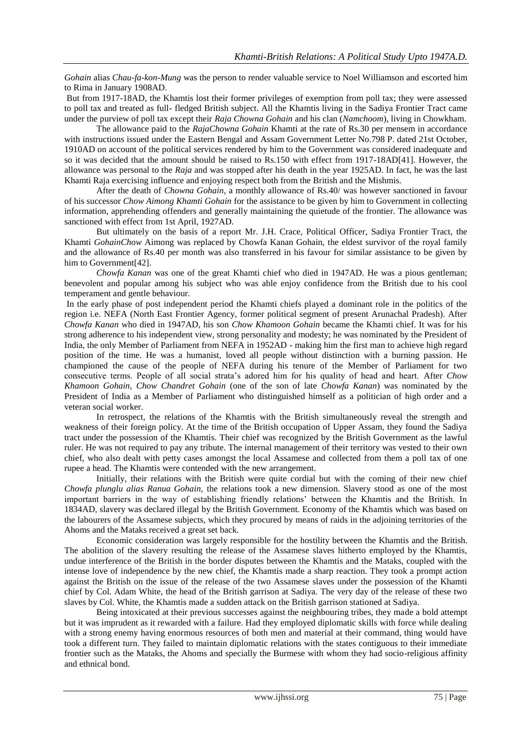*Gohain* alias *Chau-fa-kon-Mung* was the person to render valuable service to Noel Williamson and escorted him to Rima in January 1908AD.

But from 1917-18AD, the Khamtis lost their former privileges of exemption from poll tax; they were assessed to poll tax and treated as full- fledged British subject. All the Khamtis living in the Sadiya Frontier Tract came under the purview of poll tax except their *Raja Chowna Gohain* and his clan (*Namchoom*), living in Chowkham.

The allowance paid to the *RajaChowna Gohain* Khamti at the rate of Rs.30 per mensem in accordance with instructions issued under the Eastern Bengal and Assam Government Letter No.798 P. dated 21st October, 1910AD on account of the political services rendered by him to the Government was considered inadequate and so it was decided that the amount should be raised to Rs.150 with effect from 1917-18AD[41]. However, the allowance was personal to the *Raja* and was stopped after his death in the year 1925AD. In fact, he was the last Khamti Raja exercising influence and enjoying respect both from the British and the Mishmis.

After the death of *Chowna Gohain*, a monthly allowance of Rs.40/ was however sanctioned in favour of his successor *Chow Aimong Khamti Gohain* for the assistance to be given by him to Government in collecting information, apprehending offenders and generally maintaining the quietude of the frontier. The allowance was sanctioned with effect from 1st April, 1927AD.

But ultimately on the basis of a report Mr. J.H. Crace, Political Officer, Sadiya Frontier Tract, the Khamti *GohainChow* Aimong was replaced by Chowfa Kanan Gohain, the eldest survivor of the royal family and the allowance of Rs.40 per month was also transferred in his favour for similar assistance to be given by him to Government[42].

*Chowfa Kanan* was one of the great Khamti chief who died in 1947AD. He was a pious gentleman; benevolent and popular among his subject who was able enjoy confidence from the British due to his cool temperament and gentle behaviour.

In the early phase of post independent period the Khamti chiefs played a dominant role in the politics of the region i.e. NEFA (North East Frontier Agency, former political segment of present Arunachal Pradesh). After *Chowfa Kanan* who died in 1947AD, his son *Chow Khamoon Gohain* became the Khamti chief. It was for his strong adherence to his independent view, strong personality and modesty; he was nominated by the President of India, the only Member of Parliament from NEFA in 1952AD - making him the first man to achieve high regard position of the time. He was a humanist, loved all people without distinction with a burning passion. He championed the cause of the people of NEFA during his tenure of the Member of Parliament for two consecutive terms. People of all social strata's adored him for his quality of head and heart. After *Chow Khamoon Gohain*, *Chow Chandret Gohain* (one of the son of late *Chowfa Kanan*) was nominated by the President of India as a Member of Parliament who distinguished himself as a politician of high order and a veteran social worker.

In retrospect, the relations of the Khamtis with the British simultaneously reveal the strength and weakness of their foreign policy. At the time of the British occupation of Upper Assam, they found the Sadiya tract under the possession of the Khamtis. Their chief was recognized by the British Government as the lawful ruler. He was not required to pay any tribute. The internal management of their territory was vested to their own chief, who also dealt with petty cases amongst the local Assamese and collected from them a poll tax of one rupee a head. The Khamtis were contended with the new arrangement.

Initially, their relations with the British were quite cordial but with the coming of their new chief *Chowfa plunglu alias Ranua Gohain*, the relations took a new dimension. Slavery stood as one of the most important barriers in the way of establishing friendly relations' between the Khamtis and the British. In 1834AD, slavery was declared illegal by the British Government. Economy of the Khamtis which was based on the labourers of the Assamese subjects, which they procured by means of raids in the adjoining territories of the Ahoms and the Mataks received a great set back.

Economic consideration was largely responsible for the hostility between the Khamtis and the British. The abolition of the slavery resulting the release of the Assamese slaves hitherto employed by the Khamtis, undue interference of the British in the border disputes between the Khamtis and the Mataks, coupled with the intense love of independence by the new chief, the Khamtis made a sharp reaction. They took a prompt action against the British on the issue of the release of the two Assamese slaves under the possession of the Khamti chief by Col. Adam White, the head of the British garrison at Sadiya. The very day of the release of these two slaves by Col. White, the Khamtis made a sudden attack on the British garrison stationed at Sadiya.

Being intoxicated at their previous successes against the neighbouring tribes, they made a bold attempt but it was imprudent as it rewarded with a failure. Had they employed diplomatic skills with force while dealing with a strong enemy having enormous resources of both men and material at their command, thing would have took a different turn. They failed to maintain diplomatic relations with the states contiguous to their immediate frontier such as the Mataks, the Ahoms and specially the Burmese with whom they had socio-religious affinity and ethnical bond.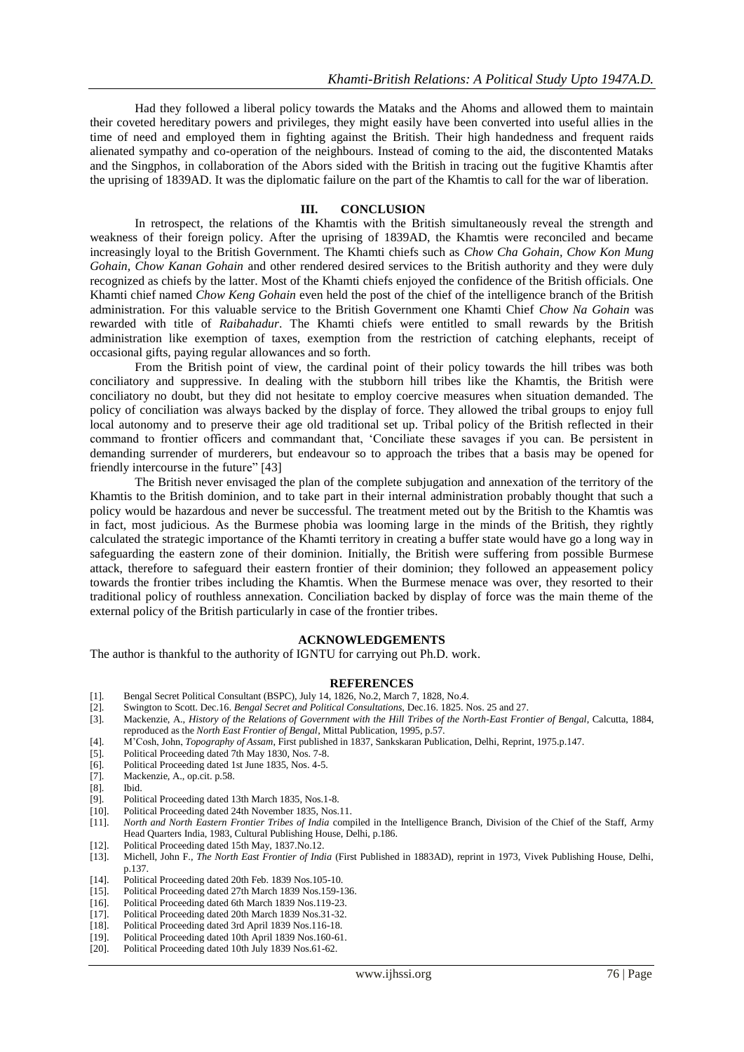Had they followed a liberal policy towards the Mataks and the Ahoms and allowed them to maintain their coveted hereditary powers and privileges, they might easily have been converted into useful allies in the time of need and employed them in fighting against the British. Their high handedness and frequent raids alienated sympathy and co-operation of the neighbours. Instead of coming to the aid, the discontented Mataks and the Singphos, in collaboration of the Abors sided with the British in tracing out the fugitive Khamtis after the uprising of 1839AD. It was the diplomatic failure on the part of the Khamtis to call for the war of liberation.

## III. CONCLUSION

In retrospect, the relations of the Khamtis with the British simultaneously reveal the strength and weakness of their foreign policy. After the uprising of 1839AD, the Khamtis were reconciled and became increasingly loyal to the British Government. The Khamti chiefs such as *Chow Cha Gohain, Chow Kon Mung Gohain, Chow Kanan Gohain* and other rendered desired services to the British authority and they were duly recognized as chiefs by the latter. Most of the Khamti chiefs enjoyed the confidence of the British officials. One Khamti chief named *Chow Keng Gohain* even held the post of the chief of the intelligence branch of the British administration. For this valuable service to the British Government one Khamti Chief *Chow Na Gohain* was rewarded with title of *Raibahadur*. The Khamti chiefs were entitled to small rewards by the British administration like exemption of taxes, exemption from the restriction of catching elephants, receipt of occasional gifts, paying regular allowances and so forth.

From the British point of view, the cardinal point of their policy towards the hill tribes was both conciliatory and suppressive. In dealing with the stubborn hill tribes like the Khamtis, the British were conciliatory no doubt, but they did not hesitate to employ coercive measures when situation demanded. The policy of conciliation was always backed by the display of force. They allowed the tribal groups to enjoy full local autonomy and to preserve their age old traditional set up. Tribal policy of the British reflected in their command to frontier officers and commandant that, 'Conciliate these savages if you can. Be persistent in demanding surrender of murderers, but endeavour so to approach the tribes that a basis may be opened for friendly intercourse in the future" [43]

The British never envisaged the plan of the complete subjugation and annexation of the territory of the Khamtis to the British dominion, and to take part in their internal administration probably thought that such a policy would be hazardous and never be successful. The treatment meted out by the British to the Khamtis was in fact, most judicious. As the Burmese phobia was looming large in the minds of the British, they rightly calculated the strategic importance of the Khamti territory in creating a buffer state would have go a long way in safeguarding the eastern zone of their dominion. Initially, the British were suffering from possible Burmese attack, therefore to safeguard their eastern frontier of their dominion; they followed an appeasement policy towards the frontier tribes including the Khamtis. When the Burmese menace was over, they resorted to their traditional policy of routhless annexation. Conciliation backed by display of force was the main theme of the external policy of the British particularly in case of the frontier tribes.

## ACKNOWLEDGEMENTS

The author is thankful to the authority of IGNTU for carrying out Ph.D. work.

## REFERENCES

[1]. Bengal Secret Political Consultant (BSPC), July 14, 1826, No.2, March 7, 1828, No.4.
[2]. Swington to Scott. Dec.16. *Bengal Secret and Political Consultations*, Dec.16. 1825. Nos. 25 and 27.
[3]. Mackenzie, A., *History of the Relations of Government with the Hill Tribes of the North-East Frontier of Bengal*, Calcutta, 1884, reproduced as the *North East Frontier of Bengal*, Mittal Publication, 1995, p.57.
[4]. M'Cosh, John, *Topography of Assam*, First published in 1837, Sankskaran Publication, Delhi, Reprint, 1975.p.147.
[5]. Political Proceeding dated 7th May 1830, Nos. 7-8.
[6]. Political Proceeding dated 1st June 1835, Nos. 4-5.
[7]. Mackenzie, A., op.cit. p.58.
[8]. Ibid.
[9]. Political Proceeding dated 13th March 1835, Nos.1-8.
[10]. Political Proceeding dated 24th November 1835, Nos.11.
[11]. *North and North Eastern Frontier Tribes of India* compiled in the Intelligence Branch, Division of the Chief of the Staff, Army Head Quarters India, 1983, Cultural Publishing House, Delhi, p.186.
[12]. Political Proceeding dated 15th May, 1837.No.12.
[13]. Michell, John F., *The North East Frontier of India* (First Published in 1883AD), reprint in 1973, Vivek Publishing House, Delhi, p.137.
[14]. Political Proceeding dated 20th Feb. 1839 Nos.105-10.
[15]. Political Proceeding dated 27th March 1839 Nos.159-136.
[16]. Political Proceeding dated 6th March 1839 Nos.119-23.
[17]. Political Proceeding dated 20th March 1839 Nos.31-32.
[18]. Political Proceeding dated 3rd April 1839 Nos.116-18.
[19]. Political Proceeding dated 10th April 1839 Nos.160-61.
[20]. Political Proceeding dated 10th July 1839 Nos.61-62.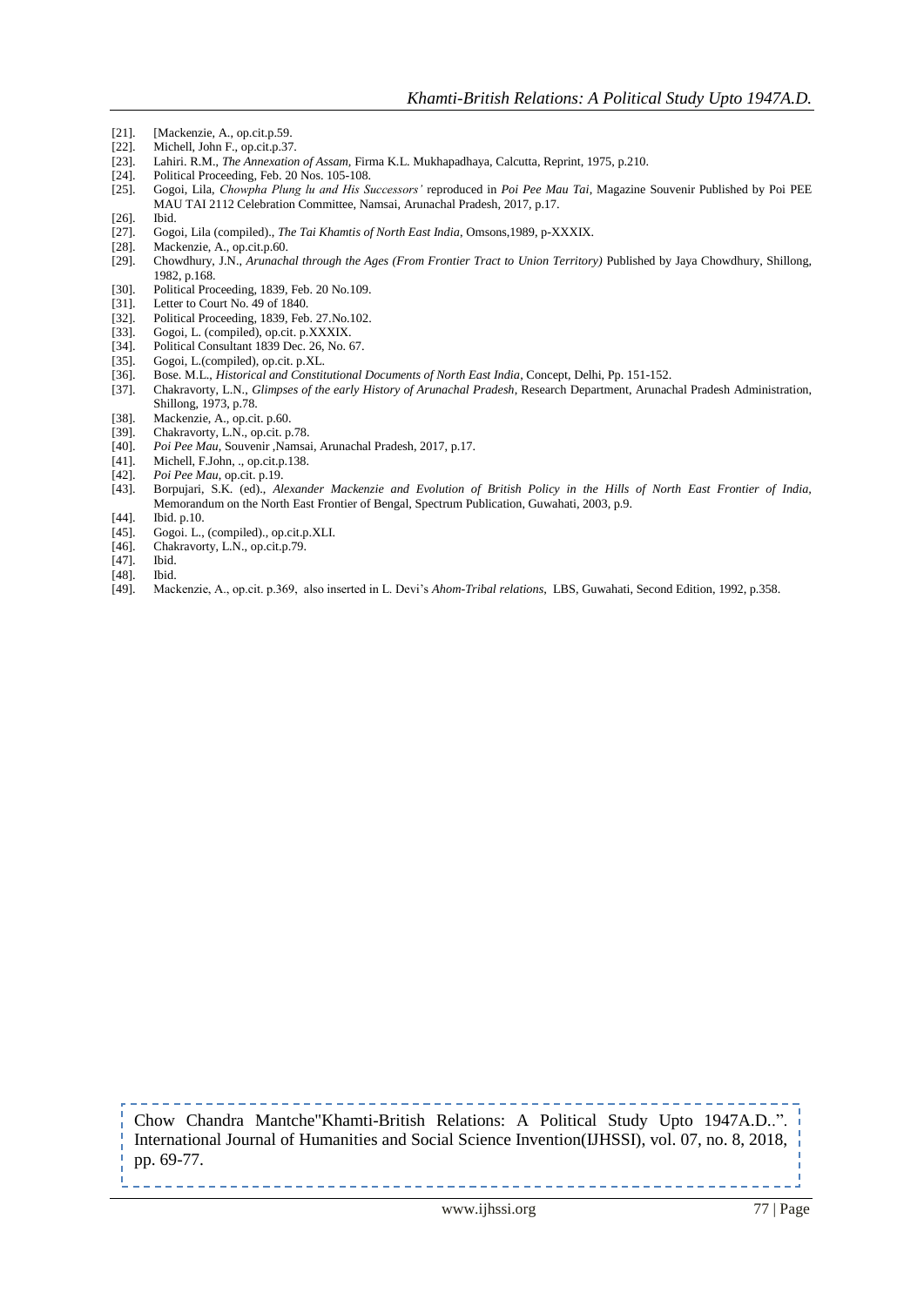[21]. [Mackenzie, A., op.cit.p.59.
[22]. Michell, John F., op.cit.p.37.
[23]. Lahiri. R.M., *The Annexation of Assam*, Firma K.L. Mukhapadhaya, Calcutta, Reprint, 1975, p.210.
[24]. Political Proceeding, Feb. 20 Nos. 105-108.
[25]. Gogoi, Lila, *Chowpha Plung lu and His Successors'* reproduced in *Poi Pee Mau Tai*, Magazine Souvenir Published by Poi PEE MAU TAI 2112 Celebration Committee, Namsai, Arunachal Pradesh, 2017, p.17.
[26]. Ibid.
[27]. Gogoi, Lila (compiled)., *The Tai Khamtis of North East India*, Omsons,1989, p-XXXIX.
[28]. Mackenzie, A., op.cit.p.60.
[29]. Chowdhury, J.N., *Arunachal through the Ages (From Frontier Tract to Union Territory)* Published by Jaya Chowdhury, Shillong, 1982, p.168.
[30]. Political Proceeding, 1839, Feb. 20 No.109.
[31]. Letter to Court No. 49 of 1840.
[32]. Political Proceeding, 1839, Feb. 27.No.102.
[33]. Gogoi, L. (compiled), op.cit. p.XXXIX.
[34]. Political Consultant 1839 Dec. 26, No. 67.
[35]. Gogoi, L.(compiled), op.cit. p.XL.
[36]. Bose. M.L., *Historical and Constitutional Documents of North East India*, Concept, Delhi, Pp. 151-152.
[37]. Chakravorty, L.N., *Glimpses of the early History of Arunachal Pradesh*, Research Department, Arunachal Pradesh Administration, Shillong, 1973, p.78.
[38]. Mackenzie, A., op.cit. p.60.
[39]. Chakravorty, L.N., op.cit. p.78.
[40]. *Poi Pee Mau*, Souvenir ,Namsai, Arunachal Pradesh, 2017, p.17.
[41]. Michell, F.John, ., op.cit.p.138.
[42]. *Poi Pee Mau*, op.cit. p.19.
[43]. Borpujari, S.K. (ed)., *Alexander Mackenzie and Evolution of British Policy in the Hills of North East Frontier of India*, Memorandum on the North East Frontier of Bengal, Spectrum Publication, Guwahati, 2003, p.9.
[44]. Ibid. p.10.
[45]. Gogoi. L., (compiled)., op.cit.p.XLI.
[46]. Chakravorty, L.N., op.cit.p.79.
[47]. Ibid.
[48]. Ibid.
[49]. Mackenzie, A., op.cit. p.369, also inserted in L. Devi's *Ahom-Tribal relations*, LBS, Guwahati, Second Edition, 1992, p.358.

Chow Chandra Mantche"Khamti-British Relations: A Political Study Upto 1947A.D..". International Journal of Humanities and Social Science Invention(IJHSSI), vol. 07, no. 8, 2018, pp. 69-77.